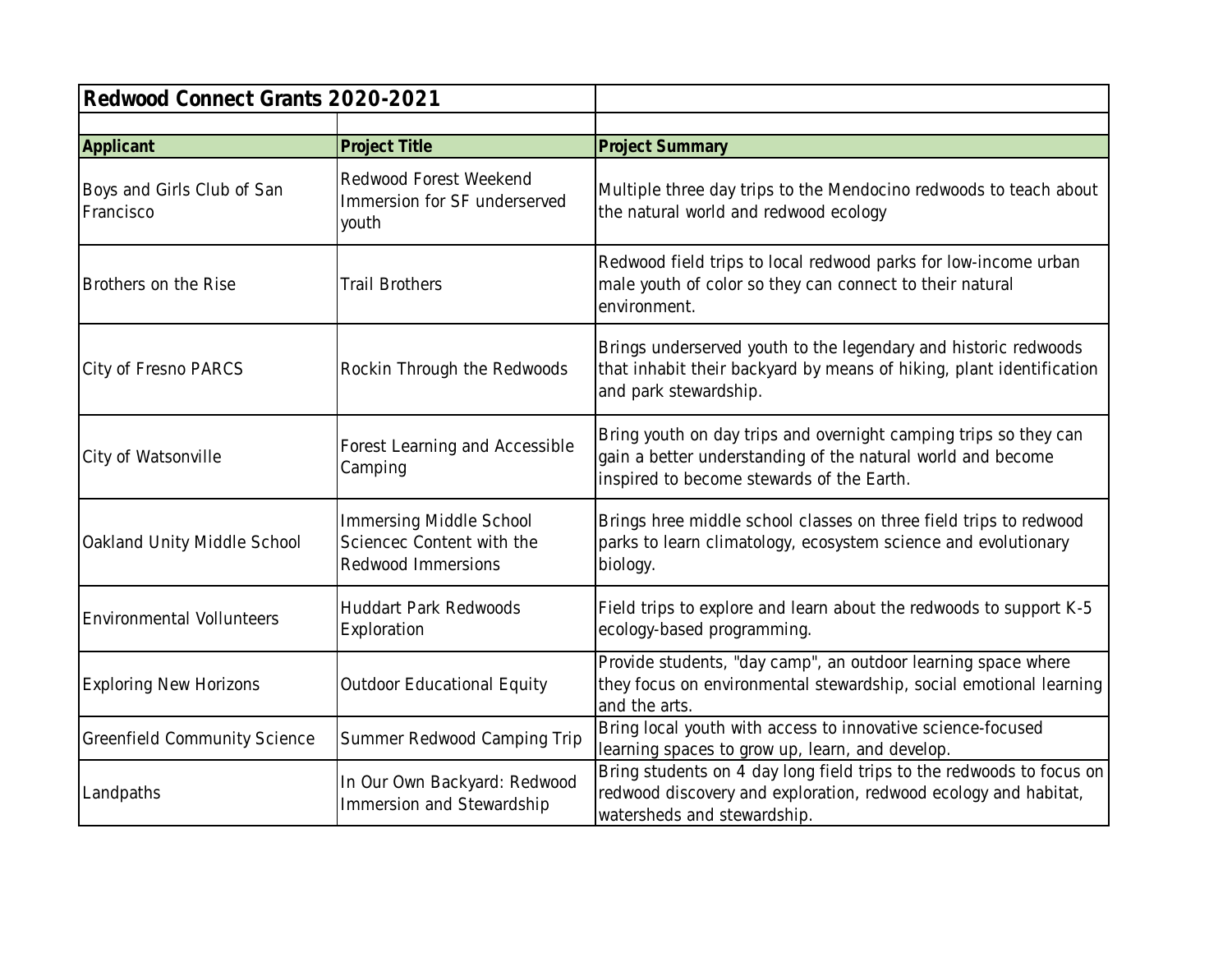# Redwood Connect Grants 2020-2021

| Applicant | Project Title | Project Summary |
|---|---|---|
| Boys and Girls Club of San Francisco | Redwood Forest Weekend Immersion for SF underserved youth | Multiple three day trips to the Mendocino redwoods to teach about the natural world and redwood ecology |
| Brothers on the Rise | Trail Brothers | Redwood field trips to local redwood parks for low-income urban male youth of color so they can connect to their natural environment. |
| City of Fresno PARCS | Rockin Through the Redwoods | Brings underserved youth to the legendary and historic redwoods that inhabit their backyard by means of hiking, plant identification and park stewardship. |
| City of Watsonville | Forest Learning and Accessible Camping | Bring youth on day trips and overnight camping trips so they can gain a better understanding of the natural world and become inspired to become stewards of the Earth. |
| Oakland Unity Middle School | Immersing Middle School Sciencec Content with the Redwood Immersions | Brings hree middle school classes on three field trips to redwood parks to learn climatology, ecosystem science and evolutionary biology. |
| Environmental Vollunteers | Huddart Park Redwoods Exploration | Field trips to explore and learn about the redwoods to support K-5 ecology-based programming. |
| Exploring New Horizons | Outdoor Educational Equity | Provide students, "day camp", an outdoor learning space where they focus on environmental stewardship, social emotional learning and the arts. |
| Greenfield Community Science | Summer Redwood Camping Trip | Bring local youth with access to innovative science-focused learning spaces to grow up, learn, and develop. |
| Landpaths | In Our Own Backyard: Redwood Immersion and Stewardship | Bring students on 4 day long field trips to the redwoods to focus on redwood discovery and exploration, redwood ecology and habitat, watersheds and stewardship. |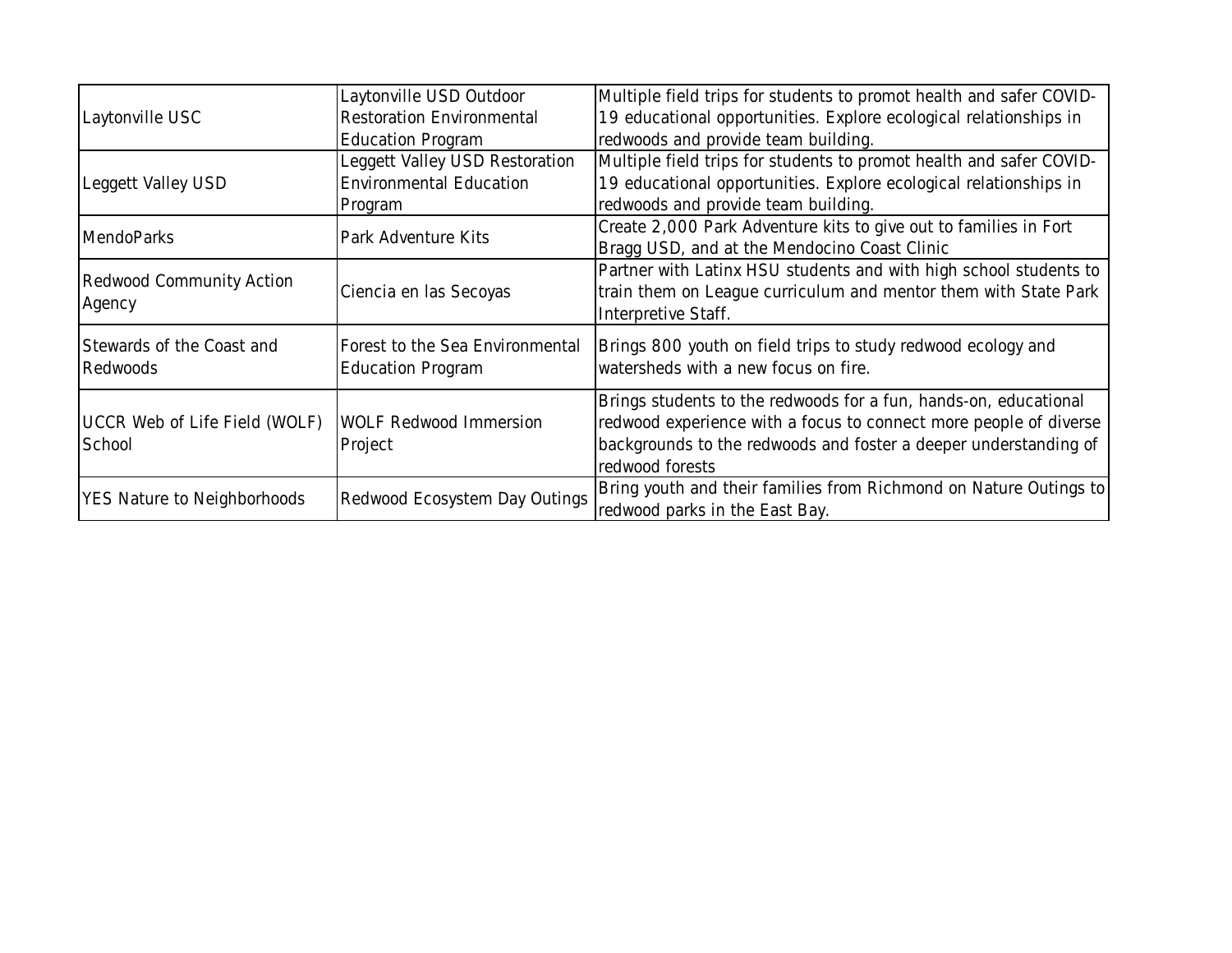| | | |
|---|---|---|
| Laytonville USC | Laytonville USD Outdoor Restoration Environmental Education Program | Multiple field trips for students to promot health and safer COVID-19 educational opportunities. Explore ecological relationships in redwoods and provide team building. |
| Leggett Valley USD | Leggett Valley USD Restoration Environmental Education Program | Multiple field trips for students to promot health and safer COVID-19 educational opportunities. Explore ecological relationships in redwoods and provide team building. |
| MendoParks | Park Adventure Kits | Create 2,000 Park Adventure kits to give out to families in Fort Bragg USD, and at the Mendocino Coast Clinic |
| Redwood Community Action Agency | Ciencia en las Secoyas | Partner with Latinx HSU students and with high school students to train them on League curriculum and mentor them with State Park Interpretive Staff. |
| Stewards of the Coast and Redwoods | Forest to the Sea Environmental Education Program | Brings 800 youth on field trips to study redwood ecology and watersheds with a new focus on fire. |
| UCCR Web of Life Field (WOLF) School | WOLF Redwood Immersion Project | Brings students to the redwoods for a fun, hands-on, educational redwood experience with a focus to connect more people of diverse backgrounds to the redwoods and foster a deeper understanding of redwood forests |
| YES Nature to Neighborhoods | Redwood Ecosystem Day Outings | Bring youth and their families from Richmond on Nature Outings to redwood parks in the East Bay. |